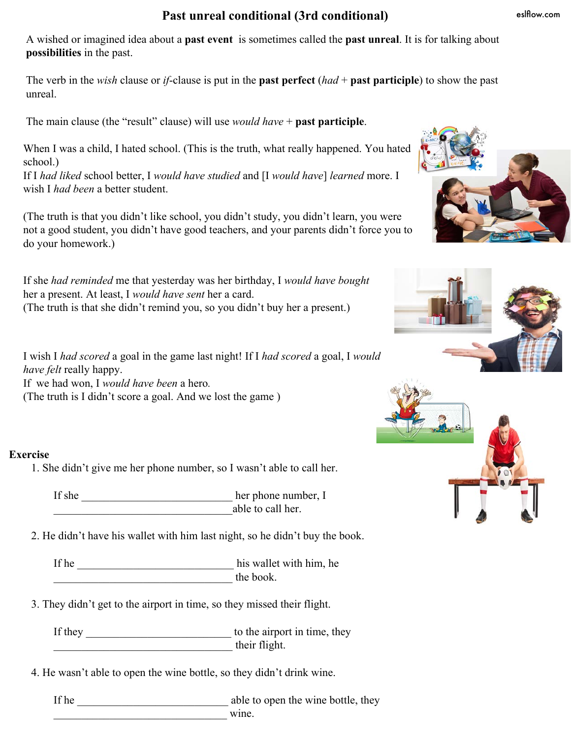# Past unreal conditional (3rd conditional)

A wished or imagined idea about a **past event** is sometimes called the **past unreal**. It is for talking about **possibilities** in the past.

The verb in the *wish* clause or *if*-clause is put in the **past perfect** (*had* + **past participle**) to show the past unreal.

The main clause (the "result" clause) will use *would have* + **past participle**.

When I was a child, I hated school. (This is the truth, what really happened. You hated school.)
If I *had liked* school better, I *would have studied* and [I *would have*] *learned* more. I wish I *had been* a better student.

(The truth is that you didn't like school, you didn't study, you didn't learn, you were not a good student, you didn't have good teachers, and your parents didn't force you to do your homework.)

If she *had reminded* me that yesterday was her birthday, I *would have bought* her a present. At least, I *would have sent* her a card.
(The truth is that she didn't remind you, so you didn't buy her a present.)

I wish I *had scored* a goal in the game last night! If I *had scored* a goal, I *would have felt* really happy.
If we had won, I *would have been* a hero.
(The truth is I didn't score a goal. And we lost the game )

**Exercise**

1. She didn't give me her phone number, so I wasn't able to call her.

   If she ____________________________ her phone number, I _________________________________able to call her.

2. He didn't have his wallet with him last night, so he didn't buy the book.

   If he _____________________________ his wallet with him, he _________________________________ the book.

3. They didn't get to the airport in time, so they missed their flight.

   If they ___________________________ to the airport in time, they _________________________________ their flight.

4. He wasn't able to open the wine bottle, so they didn't drink wine.

   If he ____________________________ able to open the wine bottle, they ________________________________ wine.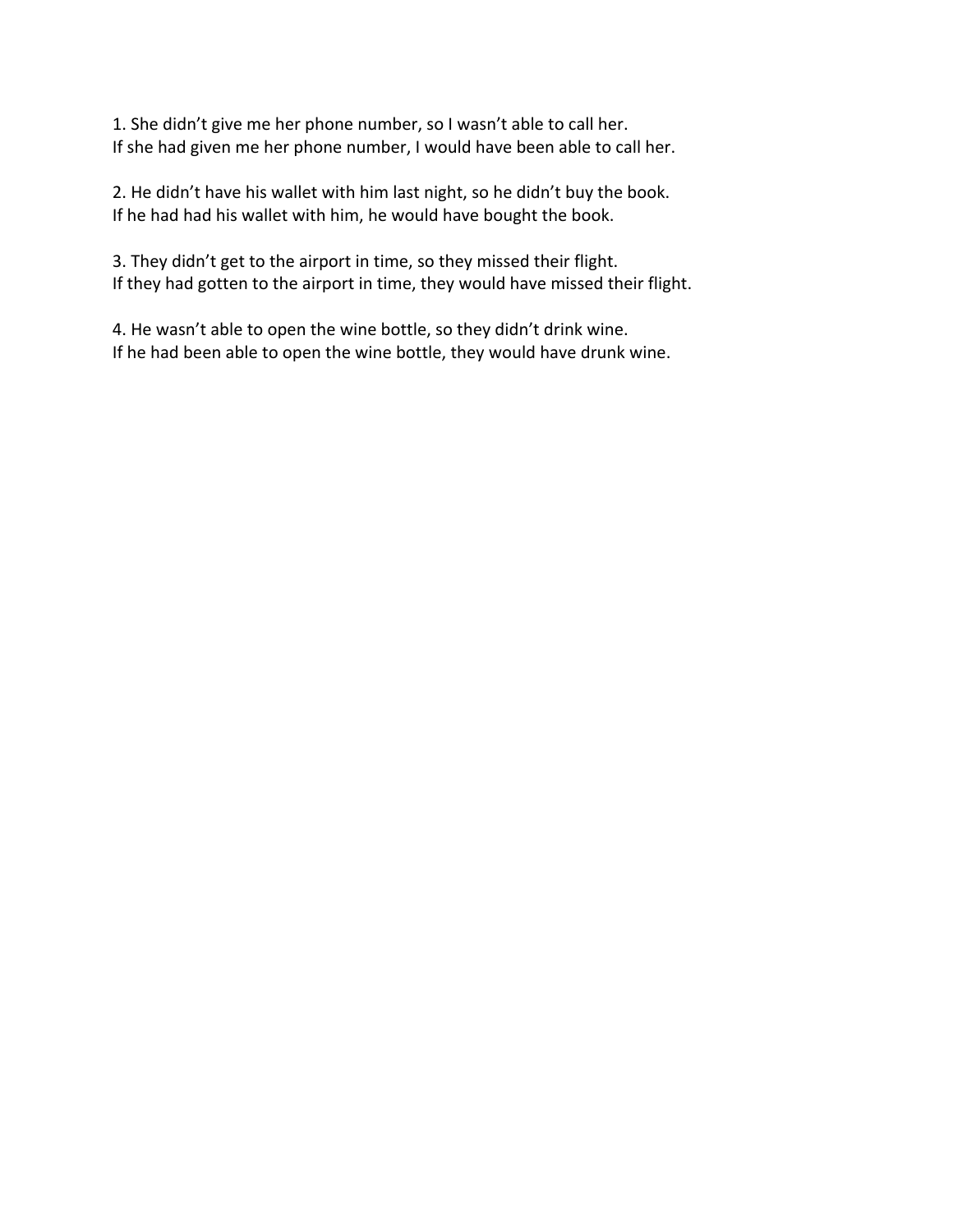1. She didn’t give me her phone number, so I wasn’t able to call her.
If she had given me her phone number, I would have been able to call her.

2. He didn’t have his wallet with him last night, so he didn’t buy the book.
If he had had his wallet with him, he would have bought the book.

3. They didn’t get to the airport in time, so they missed their flight.
If they had gotten to the airport in time, they would have missed their flight.

4. He wasn’t able to open the wine bottle, so they didn’t drink wine.
If he had been able to open the wine bottle, they would have drunk wine.